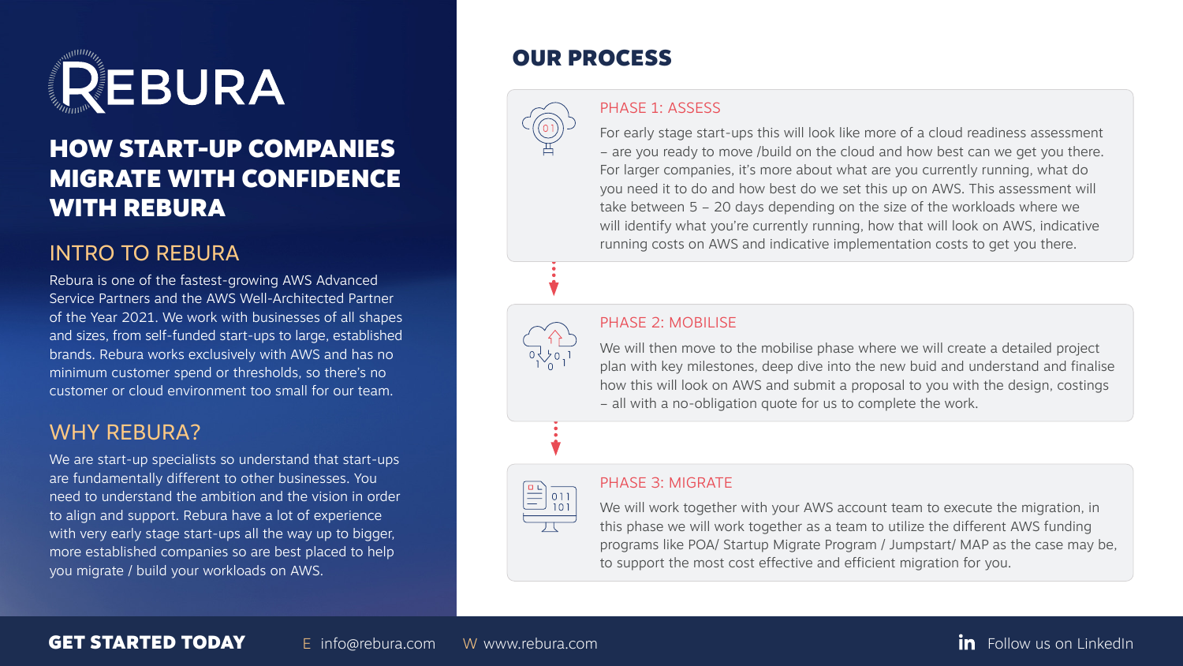# REBURA

## HOW START-UP COMPANIES MIGRATE WITH CONFIDENCE WITH REBURA

### INTRO TO REBURA

Rebura is one of the fastest-growing AWS Advanced Service Partners and the AWS Well-Architected Partner of the Year 2021. We work with businesses of all shapes and sizes, from self-funded start-ups to large, established brands. Rebura works exclusively with AWS and has no minimum customer spend or thresholds, so there's no customer or cloud environment too small for our team.

### WHY REBURA?

We are start-up specialists so understand that start-ups are fundamentally different to other businesses. You need to understand the ambition and the vision in order to align and support. Rebura have a lot of experience with very early stage start-ups all the way up to bigger, more established companies so are best placed to help you migrate / build your workloads on AWS.

## OUR PROCESS

### PHASE 1: ASSESS

For early stage start-ups this will look like more of a cloud readiness assessment – are you ready to move /build on the cloud and how best can we get you there. For larger companies, it's more about what are you currently running, what do you need it to do and how best do we set this up on AWS. This assessment will take between 5 – 20 days depending on the size of the workloads where we will identify what you're currently running, how that will look on AWS, indicative running costs on AWS and indicative implementation costs to get you there.

### PHASE 2: MOBILISE

We will then move to the mobilise phase where we will create a detailed project plan with key milestones, deep dive into the new buid and understand and finalise how this will look on AWS and submit a proposal to you with the design, costings – all with a no-obligation quote for us to complete the work.

### PHASE 3: MIGRATE

We will work together with your AWS account team to execute the migration, in this phase we will work together as a team to utilize the different AWS funding programs like POA/ Startup Migrate Program / Jumpstart/ MAP as the case may be, to support the most cost effective and efficient migration for you.

**GET STARTED TODAY** E info@rebura.com W www.rebura.com Follow us on LinkedIn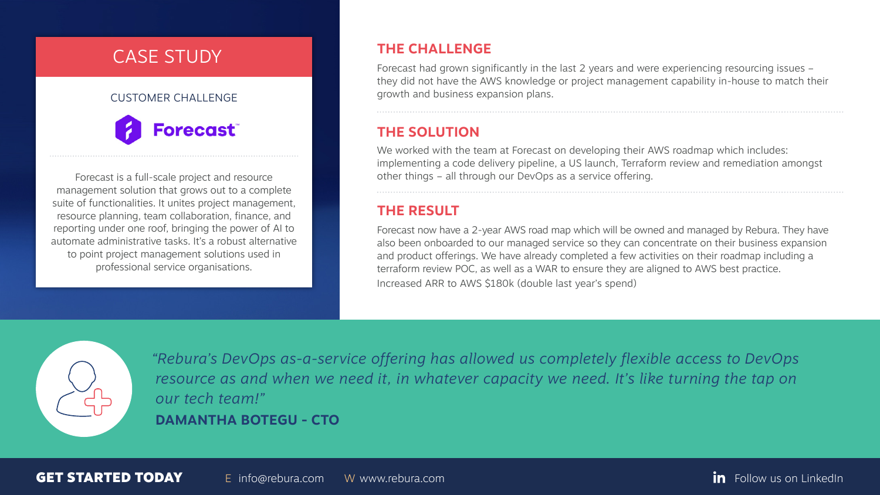# CASE STUDY

CUSTOMER CHALLENGE

Forecast™

Forecast is a full-scale project and resource management solution that grows out to a complete suite of functionalities. It unites project management, resource planning, team collaboration, finance, and reporting under one roof, bringing the power of AI to automate administrative tasks. It's a robust alternative to point project management solutions used in professional service organisations.

## THE CHALLENGE

Forecast had grown significantly in the last 2 years and were experiencing resourcing issues – they did not have the AWS knowledge or project management capability in-house to match their growth and business expansion plans.

## THE SOLUTION

We worked with the team at Forecast on developing their AWS roadmap which includes: implementing a code delivery pipeline, a US launch, Terraform review and remediation amongst other things – all through our DevOps as a service offering.

## THE RESULT

Forecast now have a 2-year AWS road map which will be owned and managed by Rebura. They have also been onboarded to our managed service so they can concentrate on their business expansion and product offerings. We have already completed a few activities on their roadmap including a terraform review POC, as well as a WAR to ensure they are aligned to AWS best practice.

Increased ARR to AWS $180k (double last year's spend)

*"Rebura's DevOps as-a-service offering has allowed us completely flexible access to DevOps resource as and when we need it, in whatever capacity we need. It's like turning the tap on our tech team!"*

**DAMANTHA BOTEGU - CTO**

**GET STARTED TODAY** E info@rebura.com W www.rebura.com Follow us on LinkedIn